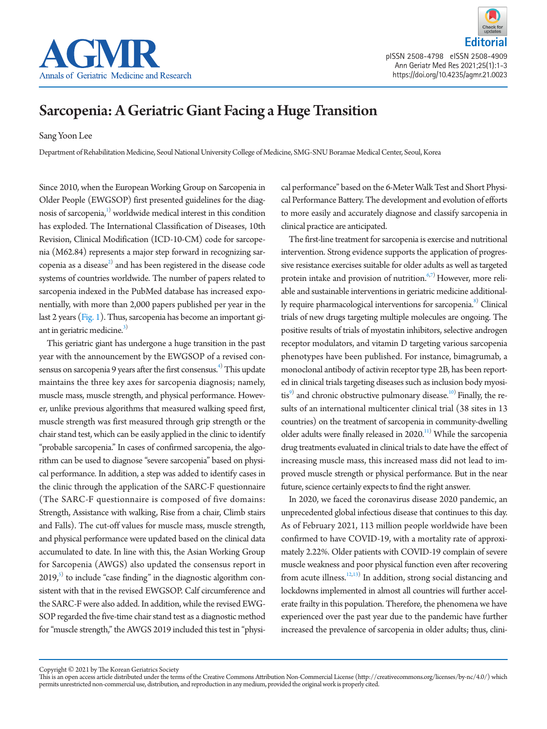Editorial

# Sarcopenia: A Geriatric Giant Facing a Huge Transition

Sang Yoon Lee

Department of Rehabilitation Medicine, Seoul National University College of Medicine, SMG-SNU Boramae Medical Center, Seoul, Korea

Since 2010, when the European Working Group on Sarcopenia in Older People (EWGSOP) first presented guidelines for the diagnosis of sarcopenia,[1] worldwide medical interest in this condition has exploded. The International Classification of Diseases, 10th Revision, Clinical Modification (ICD-10-CM) code for sarcopenia (M62.84) represents a major step forward in recognizing sarcopenia as a disease[2] and has been registered in the disease code systems of countries worldwide. The number of papers related to sarcopenia indexed in the PubMed database has increased exponentially, with more than 2,000 papers published per year in the last 2 years (Fig. 1). Thus, sarcopenia has become an important giant in geriatric medicine.[3]

This geriatric giant has undergone a huge transition in the past year with the announcement by the EWGSOP of a revised consensus on sarcopenia 9 years after the first consensus.[4] This update maintains the three key axes for sarcopenia diagnosis; namely, muscle mass, muscle strength, and physical performance. However, unlike previous algorithms that measured walking speed first, muscle strength was first measured through grip strength or the chair stand test, which can be easily applied in the clinic to identify "probable sarcopenia." In cases of confirmed sarcopenia, the algorithm can be used to diagnose "severe sarcopenia" based on physical performance. In addition, a step was added to identify cases in the clinic through the application of the SARC-F questionnaire (The SARC-F questionnaire is composed of five domains: Strength, Assistance with walking, Rise from a chair, Climb stairs and Falls). The cut-off values for muscle mass, muscle strength, and physical performance were updated based on the clinical data accumulated to date. In line with this, the Asian Working Group for Sarcopenia (AWGS) also updated the consensus report in 2019,[5] to include "case finding" in the diagnostic algorithm consistent with that in the revised EWGSOP. Calf circumference and the SARC-F were also added. In addition, while the revised EWGSOP regarded the five-time chair stand test as a diagnostic method for "muscle strength," the AWGS 2019 included this test in "physical performance" based on the 6-Meter Walk Test and Short Physical Performance Battery. The development and evolution of efforts to more easily and accurately diagnose and classify sarcopenia in clinical practice are anticipated.

The first-line treatment for sarcopenia is exercise and nutritional intervention. Strong evidence supports the application of progressive resistance exercises suitable for older adults as well as targeted protein intake and provision of nutrition.[6,7] However, more reliable and sustainable interventions in geriatric medicine additionally require pharmacological interventions for sarcopenia.[8] Clinical trials of new drugs targeting multiple molecules are ongoing. The positive results of trials of myostatin inhibitors, selective androgen receptor modulators, and vitamin D targeting various sarcopenia phenotypes have been published. For instance, bimagrumab, a monoclonal antibody of activin receptor type 2B, has been reported in clinical trials targeting diseases such as inclusion body myositis[9] and chronic obstructive pulmonary disease.[10] Finally, the results of an international multicenter clinical trial (38 sites in 13 countries) on the treatment of sarcopenia in community-dwelling older adults were finally released in 2020.[11] While the sarcopenia drug treatments evaluated in clinical trials to date have the effect of increasing muscle mass, this increased mass did not lead to improved muscle strength or physical performance. But in the near future, science certainly expects to find the right answer.

In 2020, we faced the coronavirus disease 2020 pandemic, an unprecedented global infectious disease that continues to this day. As of February 2021, 113 million people worldwide have been confirmed to have COVID-19, with a mortality rate of approximately 2.22%. Older patients with COVID-19 complain of severe muscle weakness and poor physical function even after recovering from acute illness.[12,13] In addition, strong social distancing and lockdowns implemented in almost all countries will further accelerate frailty in this population. Therefore, the phenomena we have experienced over the past year due to the pandemic have further increased the prevalence of sarcopenia in older adults; thus, clini-

Copyright © 2021 by The Korean Geriatrics Society
This is an open access article distributed under the terms of the Creative Commons Attribution Non-Commercial License (http://creativecommons.org/licenses/by-nc/4.0/) which permits unrestricted non-commercial use, distribution, and reproduction in any medium, provided the original work is properly cited.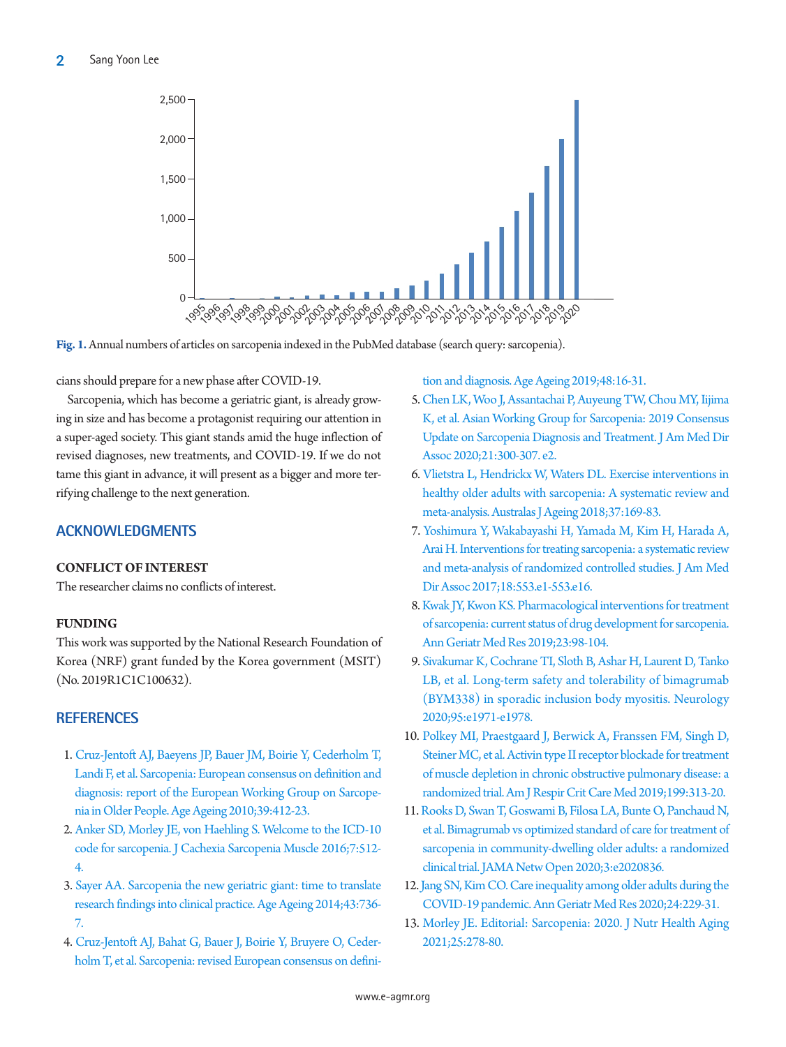Fig. 1. Annual numbers of articles on sarcopenia indexed in the PubMed database (search query: sarcopenia).

cians should prepare for a new phase after COVID-19.

Sarcopenia, which has become a geriatric giant, is already growing in size and has become a protagonist requiring our attention in a super-aged society. This giant stands amid the huge inflection of revised diagnoses, new treatments, and COVID-19. If we do not tame this giant in advance, it will present as a bigger and more terrifying challenge to the next generation.

## ACKNOWLEDGMENTS

### CONFLICT OF INTEREST

The researcher claims no conflicts of interest.

### FUNDING

This work was supported by the National Research Foundation of Korea (NRF) grant funded by the Korea government (MSIT) (No. 2019R1C1C100632).

## REFERENCES

1. Cruz-Jentoft AJ, Baeyens JP, Bauer JM, Boirie Y, Cederholm T, Landi F, et al. Sarcopenia: European consensus on definition and diagnosis: report of the European Working Group on Sarcopenia in Older People. Age Ageing 2010;39:412-23.
2. Anker SD, Morley JE, von Haehling S. Welcome to the ICD-10 code for sarcopenia. J Cachexia Sarcopenia Muscle 2016;7:512-4.
3. Sayer AA. Sarcopenia the new geriatric giant: time to translate research findings into clinical practice. Age Ageing 2014;43:736-7.
4. Cruz-Jentoft AJ, Bahat G, Bauer J, Boirie Y, Bruyere O, Cederholm T, et al. Sarcopenia: revised European consensus on definition and diagnosis. Age Ageing 2019;48:16-31.
5. Chen LK, Woo J, Assantachai P, Auyeung TW, Chou MY, Iijima K, et al. Asian Working Group for Sarcopenia: 2019 Consensus Update on Sarcopenia Diagnosis and Treatment. J Am Med Dir Assoc 2020;21:300-307. e2.
6. Vlietstra L, Hendrickx W, Waters DL. Exercise interventions in healthy older adults with sarcopenia: A systematic review and meta-analysis. Australas J Ageing 2018;37:169-83.
7. Yoshimura Y, Wakabayashi H, Yamada M, Kim H, Harada A, Arai H. Interventions for treating sarcopenia: a systematic review and meta-analysis of randomized controlled studies. J Am Med Dir Assoc 2017;18:553.e1-553.e16.
8. Kwak JY, Kwon KS. Pharmacological interventions for treatment of sarcopenia: current status of drug development for sarcopenia. Ann Geriatr Med Res 2019;23:98-104.
9. Sivakumar K, Cochrane TI, Sloth B, Ashar H, Laurent D, Tanko LB, et al. Long-term safety and tolerability of bimagrumab (BYM338) in sporadic inclusion body myositis. Neurology 2020;95:e1971-e1978.
10. Polkey MI, Praestgaard J, Berwick A, Franssen FM, Singh D, Steiner MC, et al. Activin type II receptor blockade for treatment of muscle depletion in chronic obstructive pulmonary disease: a randomized trial. Am J Respir Crit Care Med 2019;199:313-20.
11. Rooks D, Swan T, Goswami B, Filosa LA, Bunte O, Panchaud N, et al. Bimagrumab vs optimized standard of care for treatment of sarcopenia in community-dwelling older adults: a randomized clinical trial. JAMA Netw Open 2020;3:e2020836.
12. Jang SN, Kim CO. Care inequality among older adults during the COVID-19 pandemic. Ann Geriatr Med Res 2020;24:229-31.
13. Morley JE. Editorial: Sarcopenia: 2020. J Nutr Health Aging 2021;25:278-80.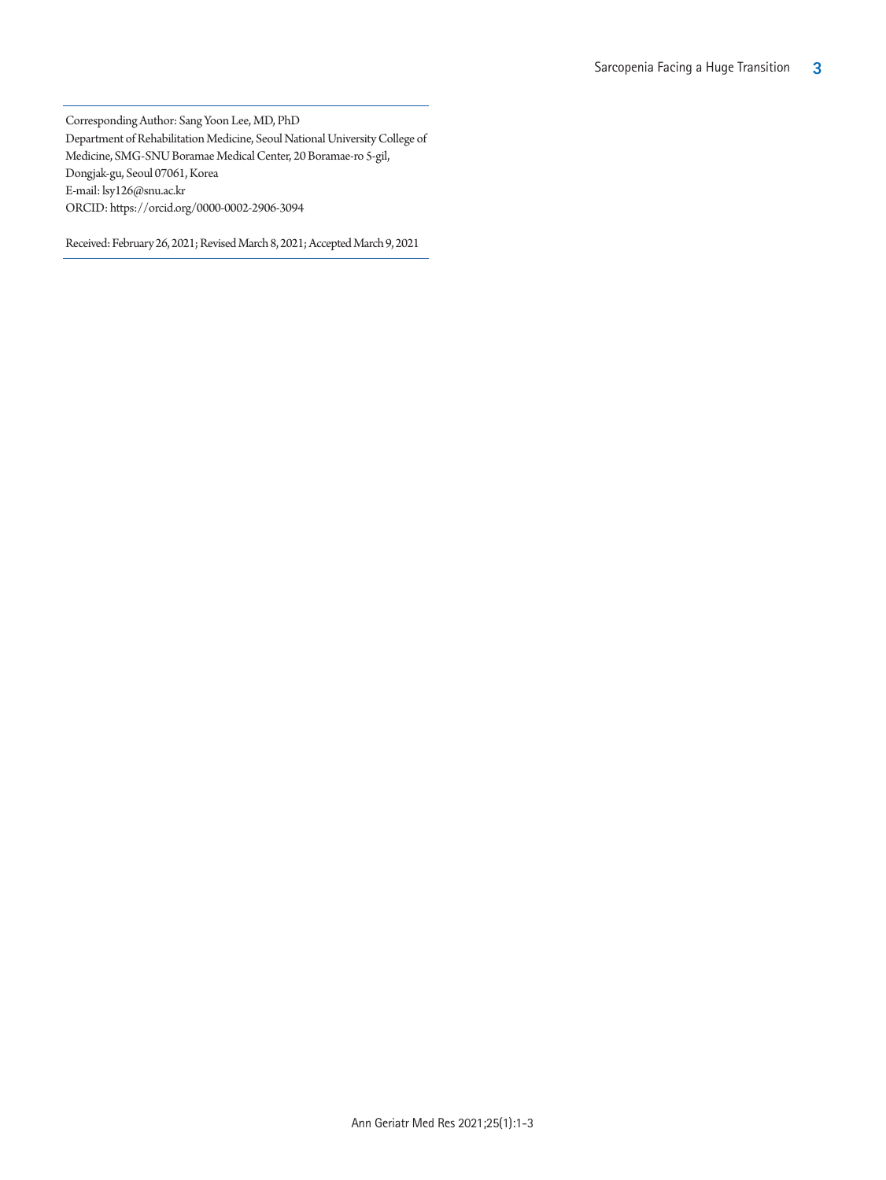Corresponding Author: Sang Yoon Lee, MD, PhD
Department of Rehabilitation Medicine, Seoul National University College of Medicine, SMG-SNU Boramae Medical Center, 20 Boramae-ro 5-gil, Dongjak-gu, Seoul 07061, Korea
E-mail: lsy126@snu.ac.kr
ORCID: https://orcid.org/0000-0002-2906-3094

Received: February 26, 2021; Revised March 8, 2021; Accepted March 9, 2021